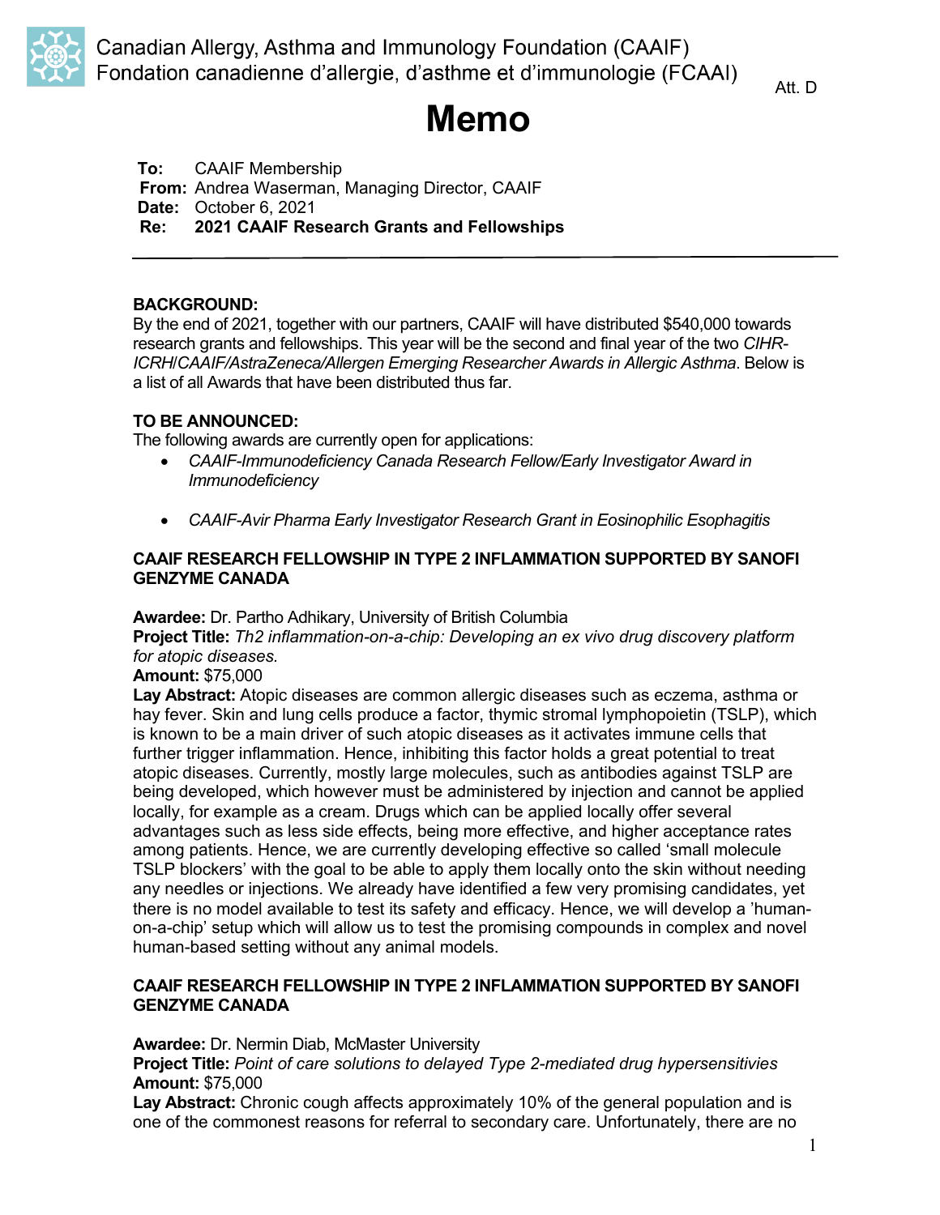Canadian Allergy, Asthma and Immunology Foundation (CAAIF)
Fondation canadienne d'allergie, d'asthme et d'immunologie (FCAAI)

Att. D

# Memo

**To:** CAAIF Membership
**From:** Andrea Waserman, Managing Director, CAAIF
**Date:** October 6, 2021
**Re:** **2021 CAAIF Research Grants and Fellowships**

---

**BACKGROUND:**
By the end of 2021, together with our partners, CAAIF will have distributed $540,000 towards research grants and fellowships. This year will be the second and final year of the two *CIHR-ICRH/CAAIF/AstraZeneca/Allergen Emerging Researcher Awards in Allergic Asthma*. Below is a list of all Awards that have been distributed thus far.

**TO BE ANNOUNCED:**
The following awards are currently open for applications:

- *CAAIF-Immunodeficiency Canada Research Fellow/Early Investigator Award in Immunodeficiency*

- *CAAIF-Avir Pharma Early Investigator Research Grant in Eosinophilic Esophagitis*

**CAAIF RESEARCH FELLOWSHIP IN TYPE 2 INFLAMMATION SUPPORTED BY SANOFI GENZYME CANADA**

**Awardee:** Dr. Partho Adhikary, University of British Columbia
**Project Title:** *Th2 inflammation-on-a-chip: Developing an ex vivo drug discovery platform for atopic diseases.*
**Amount:** $75,000
**Lay Abstract:** Atopic diseases are common allergic diseases such as eczema, asthma or hay fever. Skin and lung cells produce a factor, thymic stromal lymphopoietin (TSLP), which is known to be a main driver of such atopic diseases as it activates immune cells that further trigger inflammation. Hence, inhibiting this factor holds a great potential to treat atopic diseases. Currently, mostly large molecules, such as antibodies against TSLP are being developed, which however must be administered by injection and cannot be applied locally, for example as a cream. Drugs which can be applied locally offer several advantages such as less side effects, being more effective, and higher acceptance rates among patients. Hence, we are currently developing effective so called 'small molecule TSLP blockers' with the goal to be able to apply them locally onto the skin without needing any needles or injections. We already have identified a few very promising candidates, yet there is no model available to test its safety and efficacy. Hence, we will develop a 'human-on-a-chip' setup which will allow us to test the promising compounds in complex and novel human-based setting without any animal models.

**CAAIF RESEARCH FELLOWSHIP IN TYPE 2 INFLAMMATION SUPPORTED BY SANOFI GENZYME CANADA**

**Awardee:** Dr. Nermin Diab, McMaster University
**Project Title:** *Point of care solutions to delayed Type 2-mediated drug hypersensitivities*
**Amount:** $75,000
**Lay Abstract:** Chronic cough affects approximately 10% of the general population and is one of the commonest reasons for referral to secondary care. Unfortunately, there are no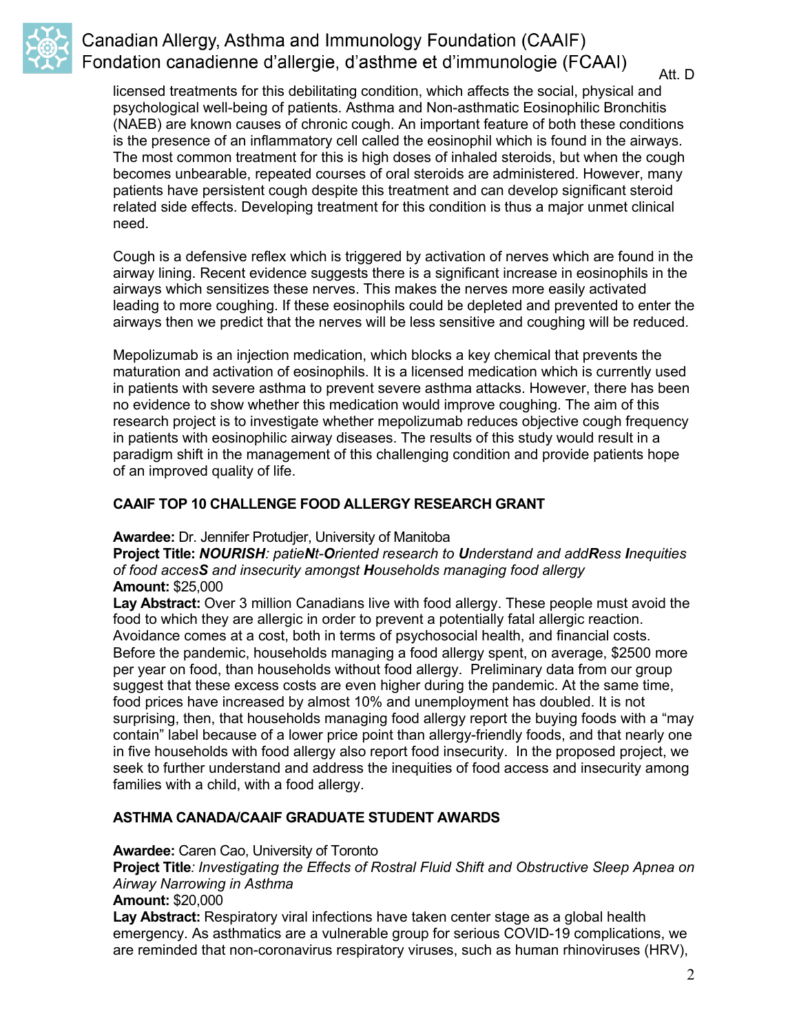licensed treatments for this debilitating condition, which affects the social, physical and psychological well-being of patients. Asthma and Non-asthmatic Eosinophilic Bronchitis (NAEB) are known causes of chronic cough. An important feature of both these conditions is the presence of an inflammatory cell called the eosinophil which is found in the airways. The most common treatment for this is high doses of inhaled steroids, but when the cough becomes unbearable, repeated courses of oral steroids are administered. However, many patients have persistent cough despite this treatment and can develop significant steroid related side effects. Developing treatment for this condition is thus a major unmet clinical need.

Cough is a defensive reflex which is triggered by activation of nerves which are found in the airway lining. Recent evidence suggests there is a significant increase in eosinophils in the airways which sensitizes these nerves. This makes the nerves more easily activated leading to more coughing. If these eosinophils could be depleted and prevented to enter the airways then we predict that the nerves will be less sensitive and coughing will be reduced.

Mepolizumab is an injection medication, which blocks a key chemical that prevents the maturation and activation of eosinophils. It is a licensed medication which is currently used in patients with severe asthma to prevent severe asthma attacks. However, there has been no evidence to show whether this medication would improve coughing. The aim of this research project is to investigate whether mepolizumab reduces objective cough frequency in patients with eosinophilic airway diseases. The results of this study would result in a paradigm shift in the management of this challenging condition and provide patients hope of an improved quality of life.

**CAAIF TOP 10 CHALLENGE FOOD ALLERGY RESEARCH GRANT**

**Awardee:** Dr. Jennifer Protudjer, University of Manitoba
**Project Title:** ***NOURISH**: patie**N**t-**O**riented research to **U**nderstand and add**R**ess **I**nequities of food acces**S** and insecurity amongst **H**ouseholds managing food allergy*
**Amount:** $25,000
**Lay Abstract:** Over 3 million Canadians live with food allergy. These people must avoid the food to which they are allergic in order to prevent a potentially fatal allergic reaction. Avoidance comes at a cost, both in terms of psychosocial health, and financial costs. Before the pandemic, households managing a food allergy spent, on average, $2500 more per year on food, than households without food allergy. Preliminary data from our group suggest that these excess costs are even higher during the pandemic. At the same time, food prices have increased by almost 10% and unemployment has doubled. It is not surprising, then, that households managing food allergy report the buying foods with a "may contain" label because of a lower price point than allergy-friendly foods, and that nearly one in five households with food allergy also report food insecurity. In the proposed project, we seek to further understand and address the inequities of food access and insecurity among families with a child, with a food allergy.

**ASTHMA CANADA/CAAIF GRADUATE STUDENT AWARDS**

**Awardee:** Caren Cao, University of Toronto
**Project Title***: Investigating the Effects of Rostral Fluid Shift and Obstructive Sleep Apnea on Airway Narrowing in Asthma*
**Amount:** $20,000
**Lay Abstract:** Respiratory viral infections have taken center stage as a global health emergency. As asthmatics are a vulnerable group for serious COVID-19 complications, we are reminded that non-coronavirus respiratory viruses, such as human rhinoviruses (HRV),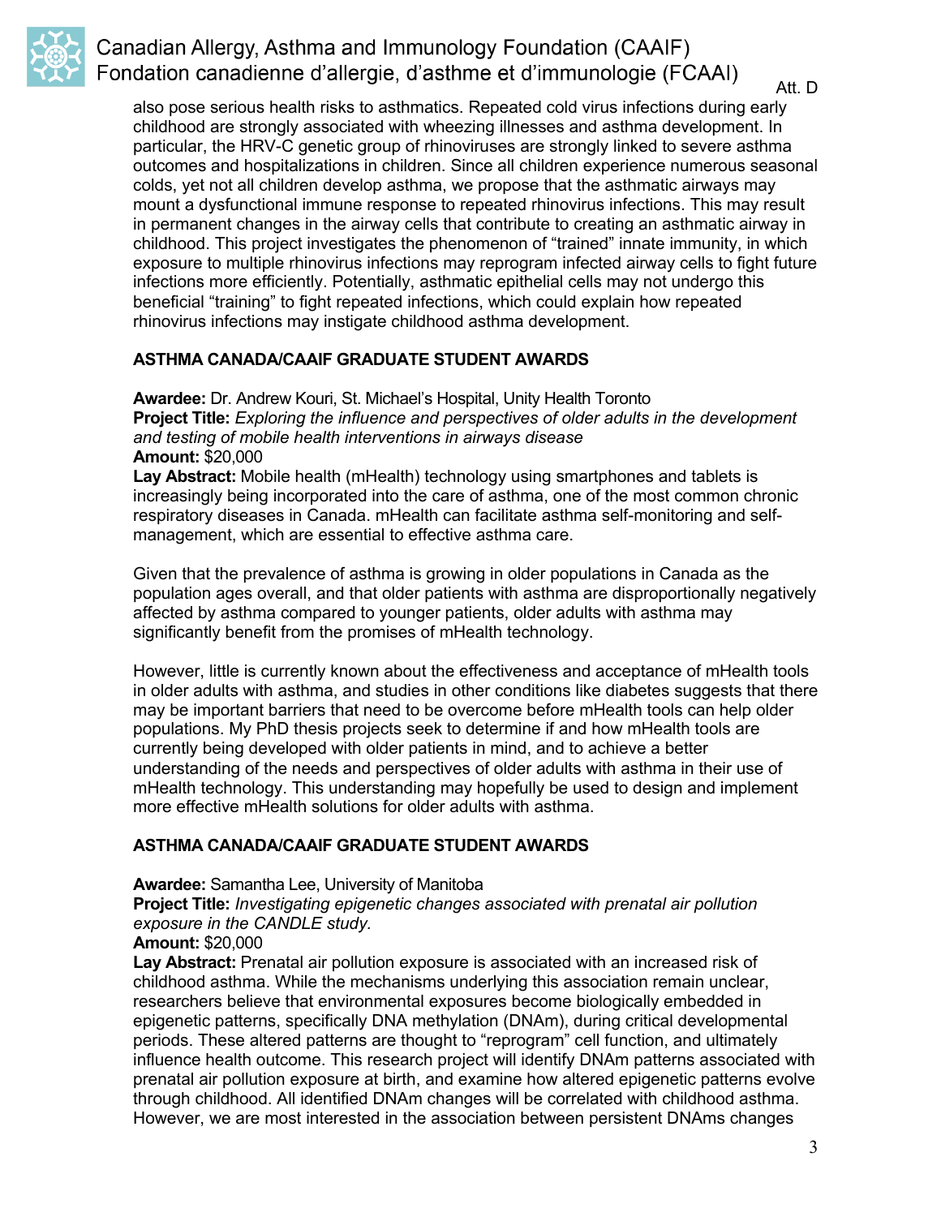also pose serious health risks to asthmatics. Repeated cold virus infections during early childhood are strongly associated with wheezing illnesses and asthma development. In particular, the HRV-C genetic group of rhinoviruses are strongly linked to severe asthma outcomes and hospitalizations in children. Since all children experience numerous seasonal colds, yet not all children develop asthma, we propose that the asthmatic airways may mount a dysfunctional immune response to repeated rhinovirus infections. This may result in permanent changes in the airway cells that contribute to creating an asthmatic airway in childhood. This project investigates the phenomenon of "trained" innate immunity, in which exposure to multiple rhinovirus infections may reprogram infected airway cells to fight future infections more efficiently. Potentially, asthmatic epithelial cells may not undergo this beneficial "training" to fight repeated infections, which could explain how repeated rhinovirus infections may instigate childhood asthma development.

**ASTHMA CANADA/CAAIF GRADUATE STUDENT AWARDS**

**Awardee:** Dr. Andrew Kouri, St. Michael's Hospital, Unity Health Toronto
**Project Title:** *Exploring the influence and perspectives of older adults in the development and testing of mobile health interventions in airways disease*
**Amount:** $20,000
**Lay Abstract:** Mobile health (mHealth) technology using smartphones and tablets is increasingly being incorporated into the care of asthma, one of the most common chronic respiratory diseases in Canada. mHealth can facilitate asthma self-monitoring and self-management, which are essential to effective asthma care.

Given that the prevalence of asthma is growing in older populations in Canada as the population ages overall, and that older patients with asthma are disproportionally negatively affected by asthma compared to younger patients, older adults with asthma may significantly benefit from the promises of mHealth technology.

However, little is currently known about the effectiveness and acceptance of mHealth tools in older adults with asthma, and studies in other conditions like diabetes suggests that there may be important barriers that need to be overcome before mHealth tools can help older populations. My PhD thesis projects seek to determine if and how mHealth tools are currently being developed with older patients in mind, and to achieve a better understanding of the needs and perspectives of older adults with asthma in their use of mHealth technology. This understanding may hopefully be used to design and implement more effective mHealth solutions for older adults with asthma.

**ASTHMA CANADA/CAAIF GRADUATE STUDENT AWARDS**

**Awardee:** Samantha Lee, University of Manitoba
**Project Title:** *Investigating epigenetic changes associated with prenatal air pollution exposure in the CANDLE study.*
**Amount:** $20,000
**Lay Abstract:** Prenatal air pollution exposure is associated with an increased risk of childhood asthma. While the mechanisms underlying this association remain unclear, researchers believe that environmental exposures become biologically embedded in epigenetic patterns, specifically DNA methylation (DNAm), during critical developmental periods. These altered patterns are thought to "reprogram" cell function, and ultimately influence health outcome. This research project will identify DNAm patterns associated with prenatal air pollution exposure at birth, and examine how altered epigenetic patterns evolve through childhood. All identified DNAm changes will be correlated with childhood asthma. However, we are most interested in the association between persistent DNAms changes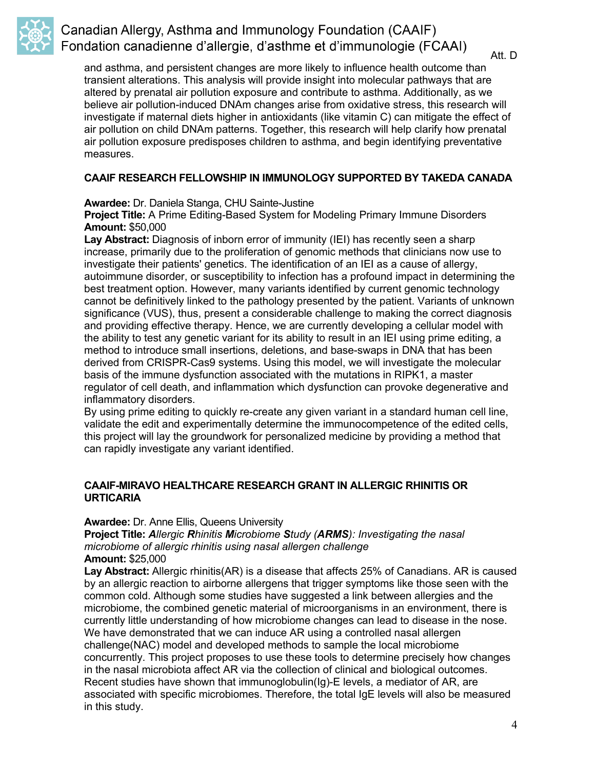and asthma, and persistent changes are more likely to influence health outcome than transient alterations. This analysis will provide insight into molecular pathways that are altered by prenatal air pollution exposure and contribute to asthma. Additionally, as we believe air pollution-induced DNAm changes arise from oxidative stress, this research will investigate if maternal diets higher in antioxidants (like vitamin C) can mitigate the effect of air pollution on child DNAm patterns. Together, this research will help clarify how prenatal air pollution exposure predisposes children to asthma, and begin identifying preventative measures.

### CAAIF RESEARCH FELLOWSHIP IN IMMUNOLOGY SUPPORTED BY TAKEDA CANADA

**Awardee:** Dr. Daniela Stanga, CHU Sainte-Justine
**Project Title:** A Prime Editing-Based System for Modeling Primary Immune Disorders
**Amount:** $50,000
**Lay Abstract:** Diagnosis of inborn error of immunity (IEI) has recently seen a sharp increase, primarily due to the proliferation of genomic methods that clinicians now use to investigate their patients' genetics. The identification of an IEI as a cause of allergy, autoimmune disorder, or susceptibility to infection has a profound impact in determining the best treatment option. However, many variants identified by current genomic technology cannot be definitively linked to the pathology presented by the patient. Variants of unknown significance (VUS), thus, present a considerable challenge to making the correct diagnosis and providing effective therapy. Hence, we are currently developing a cellular model with the ability to test any genetic variant for its ability to result in an IEI using prime editing, a method to introduce small insertions, deletions, and base-swaps in DNA that has been derived from CRISPR-Cas9 systems. Using this model, we will investigate the molecular basis of the immune dysfunction associated with the mutations in RIPK1, a master regulator of cell death, and inflammation which dysfunction can provoke degenerative and inflammatory disorders.
By using prime editing to quickly re-create any given variant in a standard human cell line, validate the edit and experimentally determine the immunocompetence of the edited cells, this project will lay the groundwork for personalized medicine by providing a method that can rapidly investigate any variant identified.

### CAAIF-MIRAVO HEALTHCARE RESEARCH GRANT IN ALLERGIC RHINITIS OR URTICARIA

**Awardee:** Dr. Anne Ellis, Queens University
**Project Title:** ***A****llergic* ***R****hinitis* ***M****icrobiome* ***S****tudy (****ARMS****): Investigating the nasal microbiome of allergic rhinitis using nasal allergen challenge*
**Amount:** $25,000
**Lay Abstract:** Allergic rhinitis(AR) is a disease that affects 25% of Canadians. AR is caused by an allergic reaction to airborne allergens that trigger symptoms like those seen with the common cold. Although some studies have suggested a link between allergies and the microbiome, the combined genetic material of microorganisms in an environment, there is currently little understanding of how microbiome changes can lead to disease in the nose. We have demonstrated that we can induce AR using a controlled nasal allergen challenge(NAC) model and developed methods to sample the local microbiome concurrently. This project proposes to use these tools to determine precisely how changes in the nasal microbiota affect AR via the collection of clinical and biological outcomes. Recent studies have shown that immunoglobulin(Ig)-E levels, a mediator of AR, are associated with specific microbiomes. Therefore, the total IgE levels will also be measured in this study.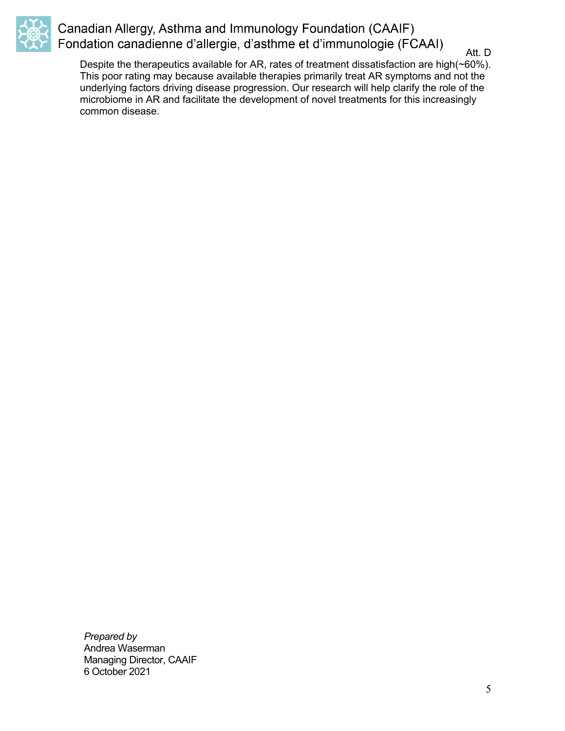Despite the therapeutics available for AR, rates of treatment dissatisfaction are high(~60%). This poor rating may because available therapies primarily treat AR symptoms and not the underlying factors driving disease progression. Our research will help clarify the role of the microbiome in AR and facilitate the development of novel treatments for this increasingly common disease.

*Prepared by*
Andrea Waserman
Managing Director, CAAIF
6 October 2021